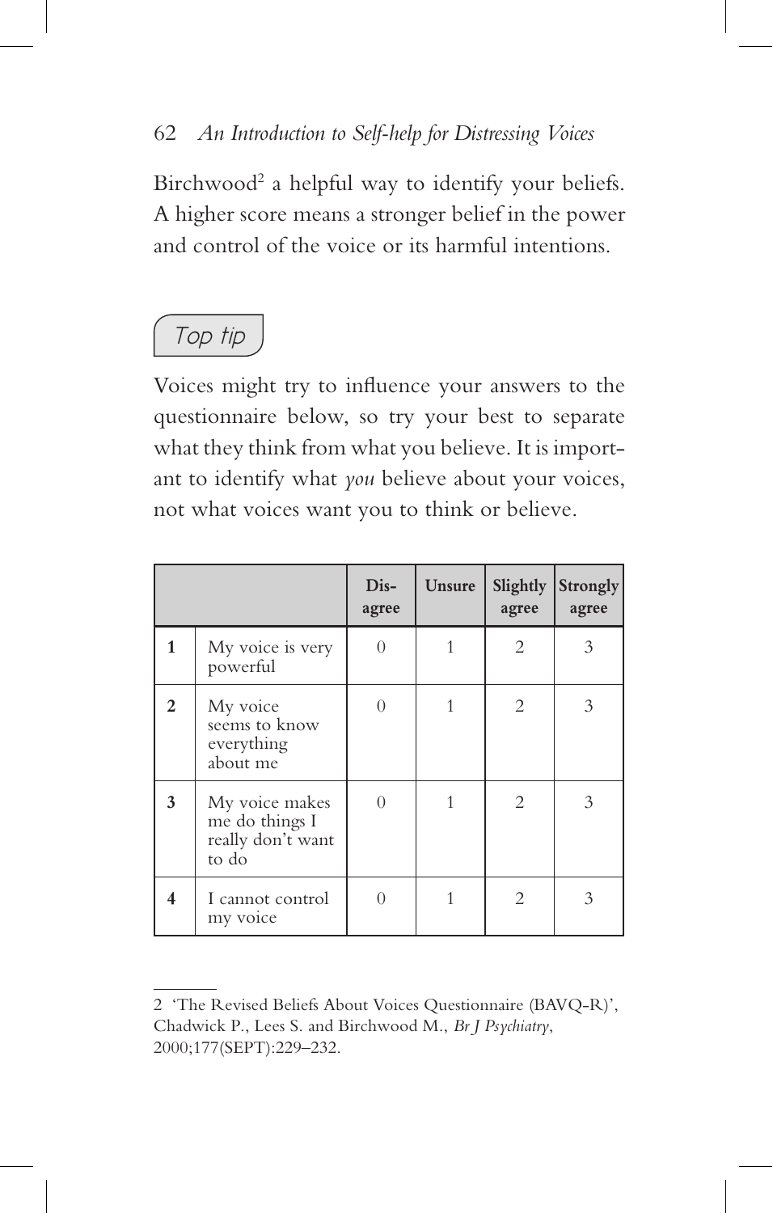Birchwood[2] a helpful way to identify your beliefs. A higher score means a stronger belief in the power and control of the voice or its harmful intentions.

*Top tip*

Voices might try to influence your answers to the questionnaire below, so try your best to separate what they think from what you believe. It is important to identify what *you* believe about your voices, not what voices want you to think or believe.

| | | **Disagree** | **Unsure** | **Slightly agree** | **Strongly agree** |
|---|---|---|---|---|---|
| **1** | My voice is very powerful | 0 | 1 | 2 | 3 |
| **2** | My voice seems to know everything about me | 0 | 1 | 2 | 3 |
| **3** | My voice makes me do things I really don't want to do | 0 | 1 | 2 | 3 |
| **4** | I cannot control my voice | 0 | 1 | 2 | 3 |

---

2 'The Revised Beliefs About Voices Questionnaire (BAVQ-R)', Chadwick P., Lees S. and Birchwood M., *Br J Psychiatry*, 2000;177(SEPT):229–232.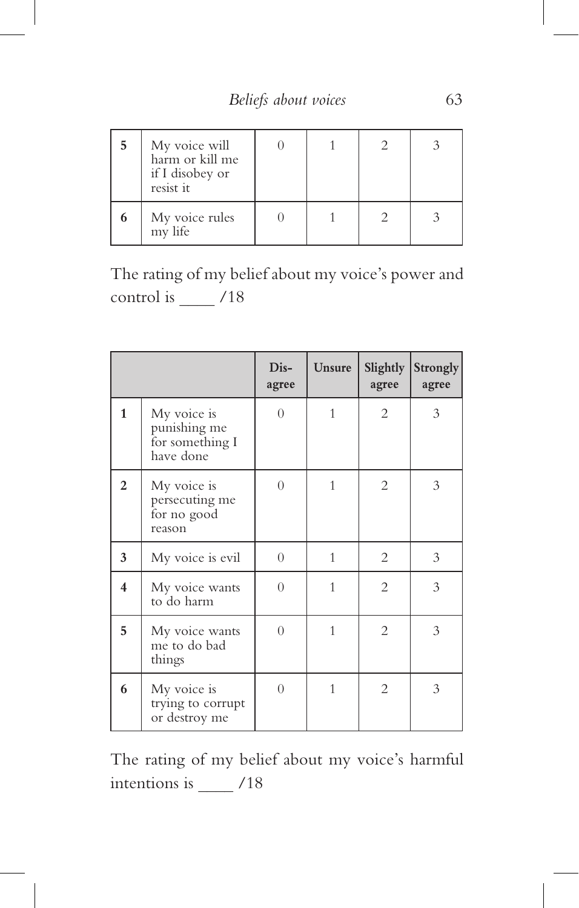| | | | | | |
|---|---|---|---|---|---|
| **5** | My voice will harm or kill me if I disobey or resist it | 0 | 1 | 2 | 3 |
| **6** | My voice rules my life | 0 | 1 | 2 | 3 |

The rating of my belief about my voice's power and control is ____ /18

| | | **Dis-agree** | **Unsure** | **Slightly agree** | **Strongly agree** |
|---|---|---|---|---|---|
| **1** | My voice is punishing me for something I have done | 0 | 1 | 2 | 3 |
| **2** | My voice is persecuting me for no good reason | 0 | 1 | 2 | 3 |
| **3** | My voice is evil | 0 | 1 | 2 | 3 |
| **4** | My voice wants to do harm | 0 | 1 | 2 | 3 |
| **5** | My voice wants me to do bad things | 0 | 1 | 2 | 3 |
| **6** | My voice is trying to corrupt or destroy me | 0 | 1 | 2 | 3 |

The rating of my belief about my voice's harmful intentions is ____ /18